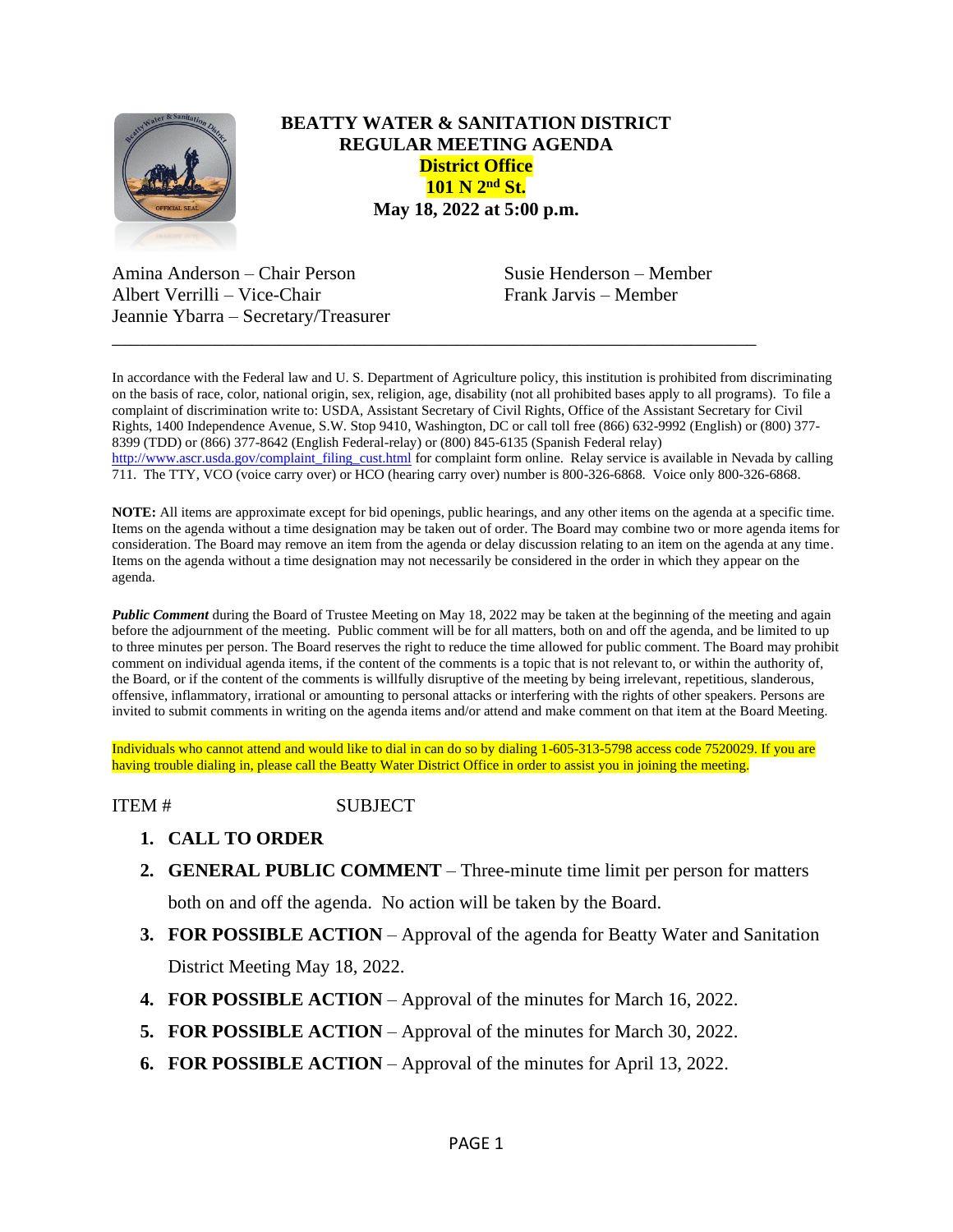# BEATTY WATER & SANITATION DISTRICT
## REGULAR MEETING AGENDA
### District Office
### 101 N 2nd St.
### May 18, 2022 at 5:00 p.m.

Amina Anderson – Chair Person
Albert Verrilli – Vice-Chair
Jeannie Ybarra – Secretary/Treasurer
Susie Henderson – Member
Frank Jarvis – Member

---

In accordance with the Federal law and U. S. Department of Agriculture policy, this institution is prohibited from discriminating on the basis of race, color, national origin, sex, religion, age, disability (not all prohibited bases apply to all programs). To file a complaint of discrimination write to: USDA, Assistant Secretary of Civil Rights, Office of the Assistant Secretary for Civil Rights, 1400 Independence Avenue, S.W. Stop 9410, Washington, DC or call toll free (866) 632-9992 (English) or (800) 377-8399 (TDD) or (866) 377-8642 (English Federal-relay) or (800) 845-6135 (Spanish Federal relay) http://www.ascr.usda.gov/complaint_filing_cust.html for complaint form online. Relay service is available in Nevada by calling 711. The TTY, VCO (voice carry over) or HCO (hearing carry over) number is 800-326-6868. Voice only 800-326-6868.

**NOTE:** All items are approximate except for bid openings, public hearings, and any other items on the agenda at a specific time. Items on the agenda without a time designation may be taken out of order. The Board may combine two or more agenda items for consideration. The Board may remove an item from the agenda or delay discussion relating to an item on the agenda at any time. Items on the agenda without a time designation may not necessarily be considered in the order in which they appear on the agenda.

***Public Comment*** during the Board of Trustee Meeting on May 18, 2022 may be taken at the beginning of the meeting and again before the adjournment of the meeting. Public comment will be for all matters, both on and off the agenda, and be limited to up to three minutes per person. The Board reserves the right to reduce the time allowed for public comment. The Board may prohibit comment on individual agenda items, if the content of the comments is a topic that is not relevant to, or within the authority of, the Board, or if the content of the comments is willfully disruptive of the meeting by being irrelevant, repetitious, slanderous, offensive, inflammatory, irrational or amounting to personal attacks or interfering with the rights of other speakers. Persons are invited to submit comments in writing on the agenda items and/or attend and make comment on that item at the Board Meeting.

Individuals who cannot attend and would like to dial in can do so by dialing 1-605-313-5798 access code 7520029. If you are having trouble dialing in, please call the Beatty Water District Office in order to assist you in joining the meeting.

ITEM # SUBJECT

1. **CALL TO ORDER**
2. **GENERAL PUBLIC COMMENT** – Three-minute time limit per person for matters both on and off the agenda. No action will be taken by the Board.
3. **FOR POSSIBLE ACTION** – Approval of the agenda for Beatty Water and Sanitation District Meeting May 18, 2022.
4. **FOR POSSIBLE ACTION** – Approval of the minutes for March 16, 2022.
5. **FOR POSSIBLE ACTION** – Approval of the minutes for March 30, 2022.
6. **FOR POSSIBLE ACTION** – Approval of the minutes for April 13, 2022.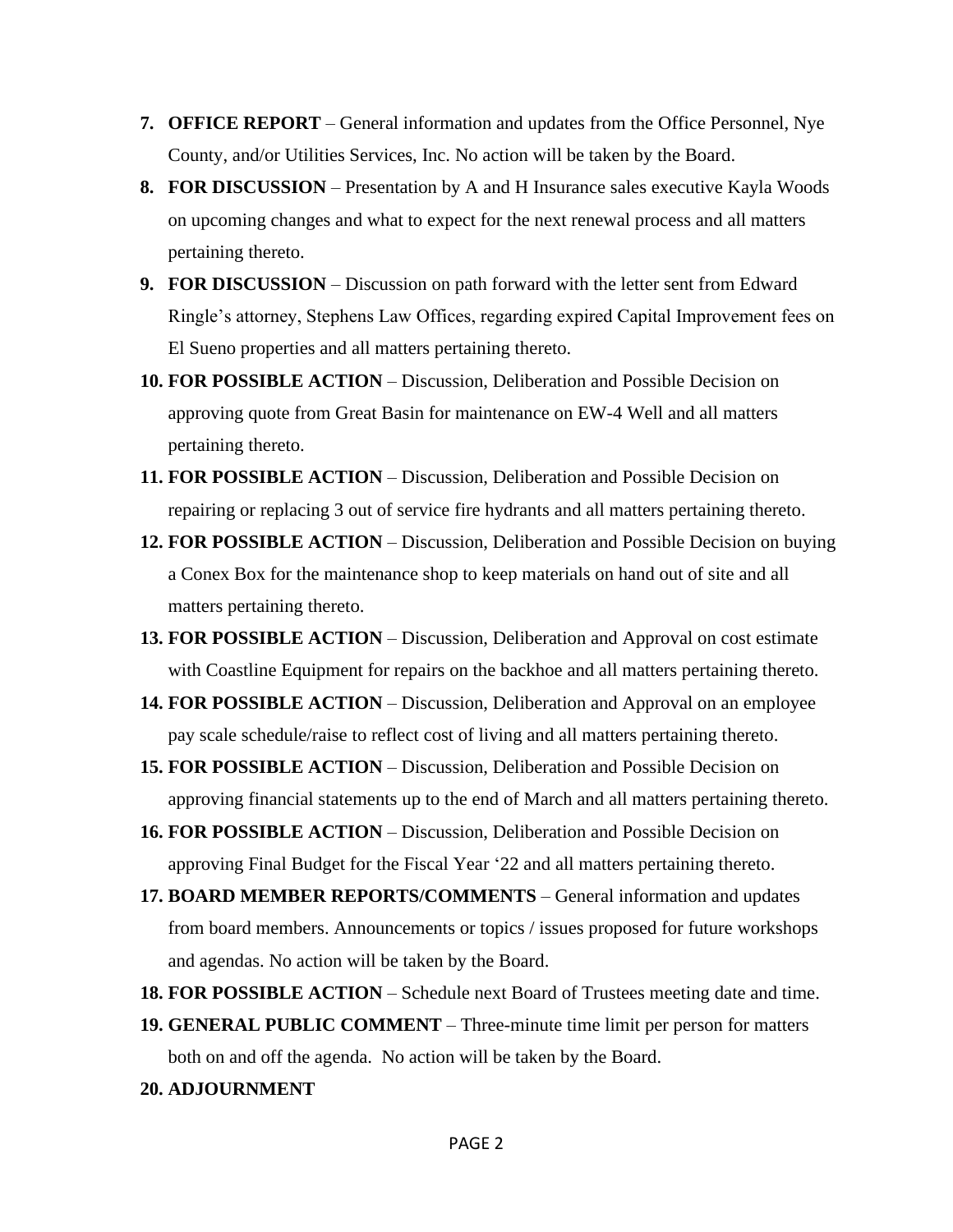7. **OFFICE REPORT** – General information and updates from the Office Personnel, Nye County, and/or Utilities Services, Inc. No action will be taken by the Board.
8. **FOR DISCUSSION** – Presentation by A and H Insurance sales executive Kayla Woods on upcoming changes and what to expect for the next renewal process and all matters pertaining thereto.
9. **FOR DISCUSSION** – Discussion on path forward with the letter sent from Edward Ringle's attorney, Stephens Law Offices, regarding expired Capital Improvement fees on El Sueno properties and all matters pertaining thereto.
10. **FOR POSSIBLE ACTION** – Discussion, Deliberation and Possible Decision on approving quote from Great Basin for maintenance on EW-4 Well and all matters pertaining thereto.
11. **FOR POSSIBLE ACTION** – Discussion, Deliberation and Possible Decision on repairing or replacing 3 out of service fire hydrants and all matters pertaining thereto.
12. **FOR POSSIBLE ACTION** – Discussion, Deliberation and Possible Decision on buying a Conex Box for the maintenance shop to keep materials on hand out of site and all matters pertaining thereto.
13. **FOR POSSIBLE ACTION** – Discussion, Deliberation and Approval on cost estimate with Coastline Equipment for repairs on the backhoe and all matters pertaining thereto.
14. **FOR POSSIBLE ACTION** – Discussion, Deliberation and Approval on an employee pay scale schedule/raise to reflect cost of living and all matters pertaining thereto.
15. **FOR POSSIBLE ACTION** – Discussion, Deliberation and Possible Decision on approving financial statements up to the end of March and all matters pertaining thereto.
16. **FOR POSSIBLE ACTION** – Discussion, Deliberation and Possible Decision on approving Final Budget for the Fiscal Year '22 and all matters pertaining thereto.
17. **BOARD MEMBER REPORTS/COMMENTS** – General information and updates from board members. Announcements or topics / issues proposed for future workshops and agendas. No action will be taken by the Board.
18. **FOR POSSIBLE ACTION** – Schedule next Board of Trustees meeting date and time.
19. **GENERAL PUBLIC COMMENT** – Three-minute time limit per person for matters both on and off the agenda. No action will be taken by the Board.
20. **ADJOURNMENT**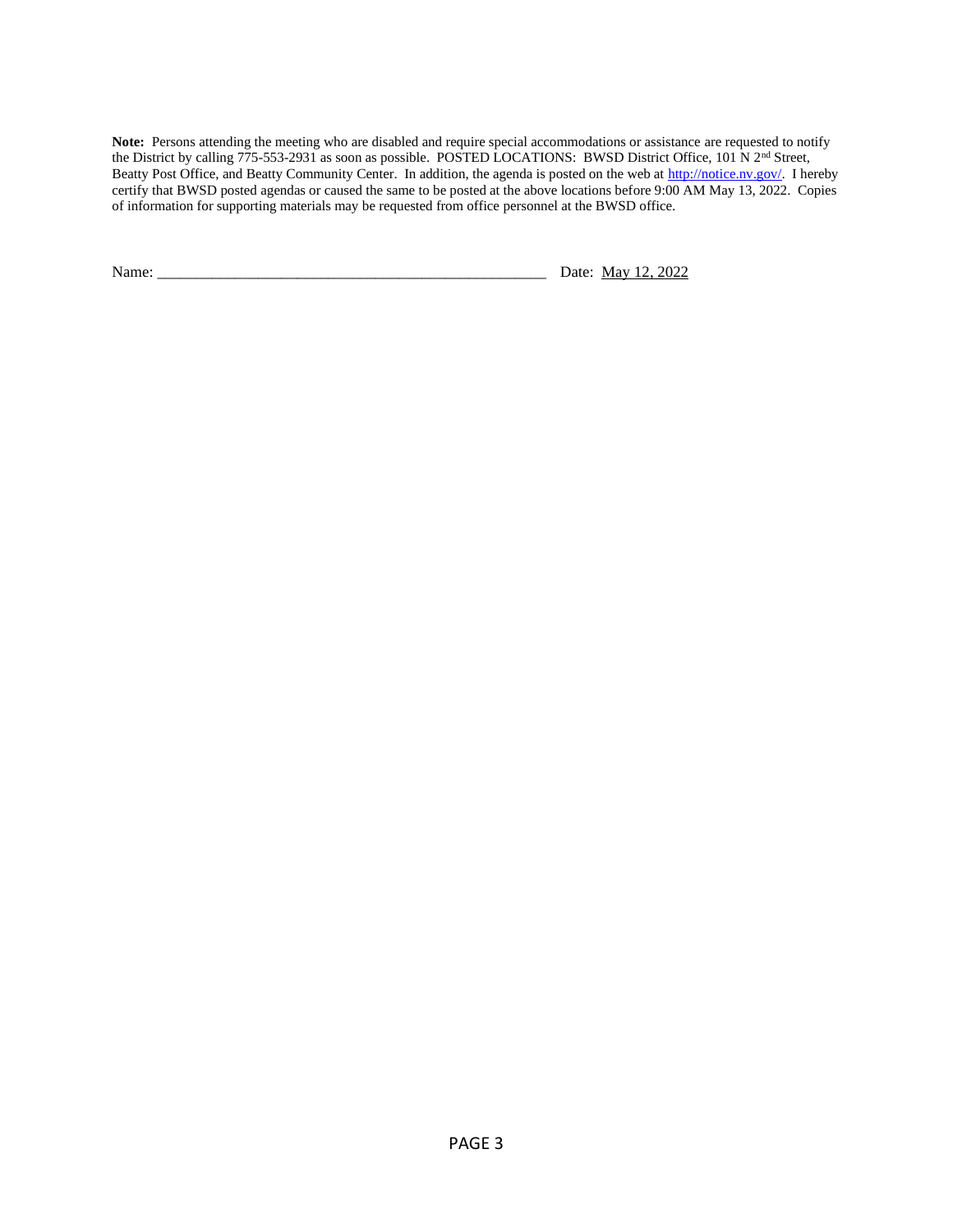**Note:** Persons attending the meeting who are disabled and require special accommodations or assistance are requested to notify the District by calling 775-553-2931 as soon as possible. POSTED LOCATIONS: BWSD District Office, 101 N 2nd Street, Beatty Post Office, and Beatty Community Center. In addition, the agenda is posted on the web at http://notice.nv.gov/. I hereby certify that BWSD posted agendas or caused the same to be posted at the above locations before 9:00 AM May 13, 2022. Copies of information for supporting materials may be requested from office personnel at the BWSD office.

Name: ____________________________________________________ Date: May 12, 2022